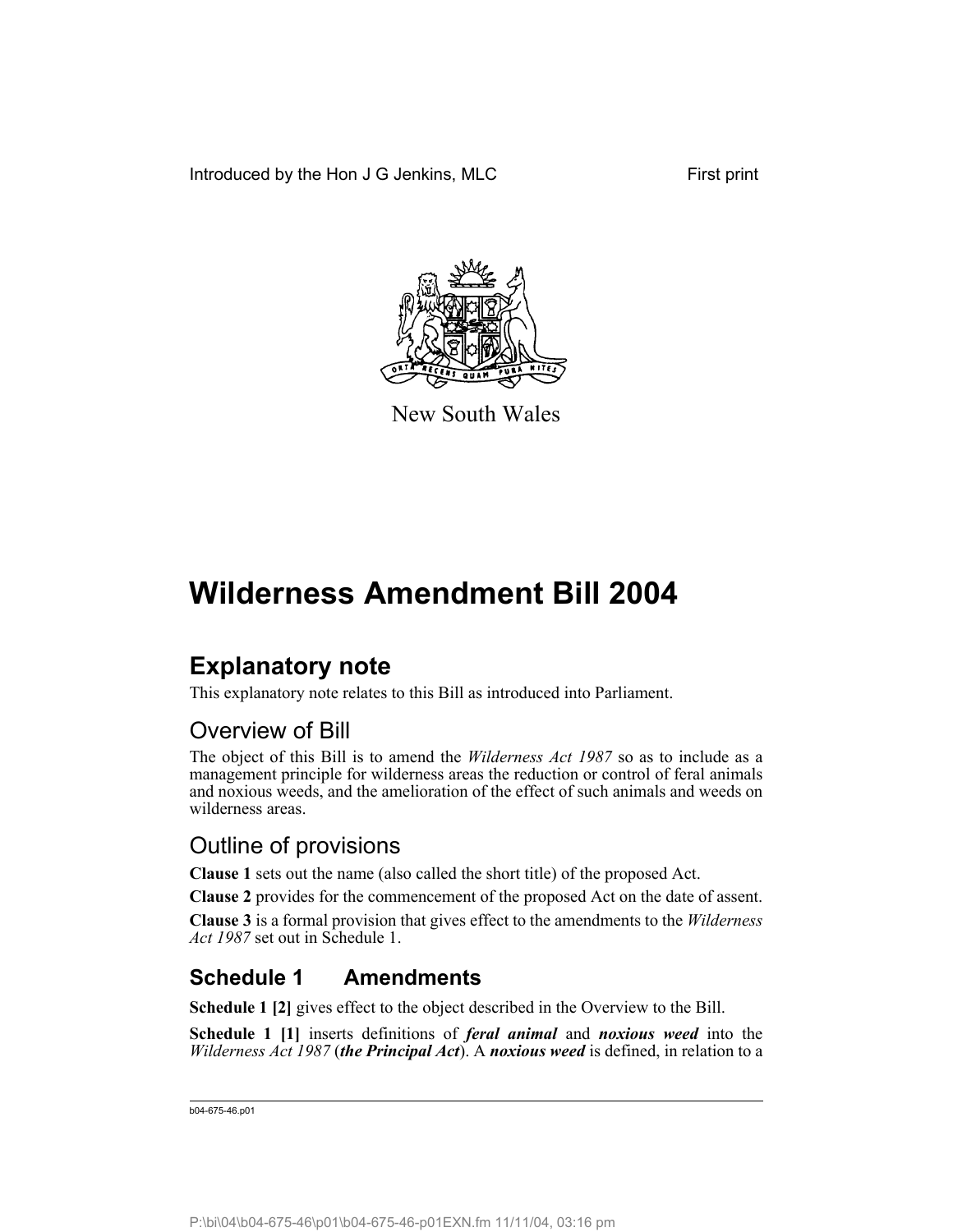Introduced by the Hon J G Jenkins, MLC First print

New South Wales

# Wilderness Amendment Bill 2004

## Explanatory note

This explanatory note relates to this Bill as introduced into Parliament.

### Overview of Bill

The object of this Bill is to amend the *Wilderness Act 1987* so as to include as a management principle for wilderness areas the reduction or control of feral animals and noxious weeds, and the amelioration of the effect of such animals and weeds on wilderness areas.

### Outline of provisions

**Clause 1** sets out the name (also called the short title) of the proposed Act.

**Clause 2** provides for the commencement of the proposed Act on the date of assent.

**Clause 3** is a formal provision that gives effect to the amendments to the *Wilderness Act 1987* set out in Schedule 1.

## Schedule 1 Amendments

**Schedule 1 [2]** gives effect to the object described in the Overview to the Bill.

**Schedule 1 [1]** inserts definitions of ***feral animal*** and ***noxious weed*** into the *Wilderness Act 1987* (***the Principal Act***). A ***noxious weed*** is defined, in relation to a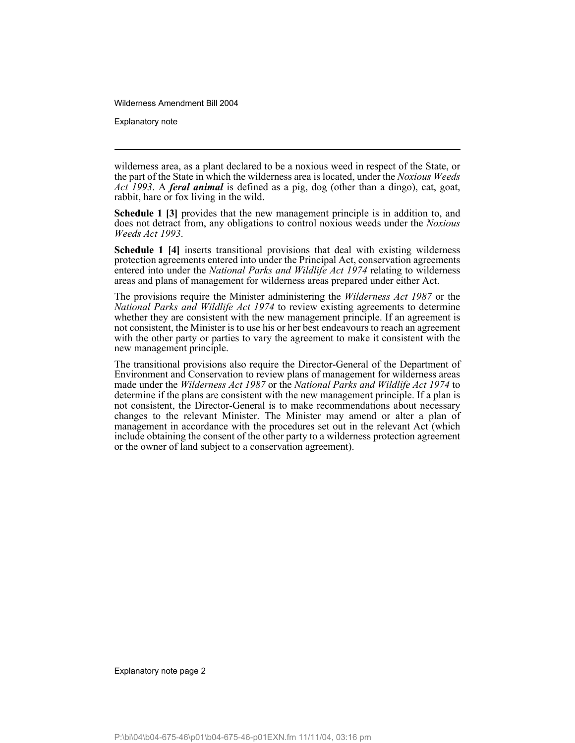wilderness area, as a plant declared to be a noxious weed in respect of the State, or the part of the State in which the wilderness area is located, under the *Noxious Weeds Act 1993*. A ***feral animal*** is defined as a pig, dog (other than a dingo), cat, goat, rabbit, hare or fox living in the wild.

**Schedule 1 [3]** provides that the new management principle is in addition to, and does not detract from, any obligations to control noxious weeds under the *Noxious Weeds Act 1993*.

**Schedule 1 [4]** inserts transitional provisions that deal with existing wilderness protection agreements entered into under the Principal Act, conservation agreements entered into under the *National Parks and Wildlife Act 1974* relating to wilderness areas and plans of management for wilderness areas prepared under either Act.

The provisions require the Minister administering the *Wilderness Act 1987* or the *National Parks and Wildlife Act 1974* to review existing agreements to determine whether they are consistent with the new management principle. If an agreement is not consistent, the Minister is to use his or her best endeavours to reach an agreement with the other party or parties to vary the agreement to make it consistent with the new management principle.

The transitional provisions also require the Director-General of the Department of Environment and Conservation to review plans of management for wilderness areas made under the *Wilderness Act 1987* or the *National Parks and Wildlife Act 1974* to determine if the plans are consistent with the new management principle. If a plan is not consistent, the Director-General is to make recommendations about necessary changes to the relevant Minister. The Minister may amend or alter a plan of management in accordance with the procedures set out in the relevant Act (which include obtaining the consent of the other party to a wilderness protection agreement or the owner of land subject to a conservation agreement).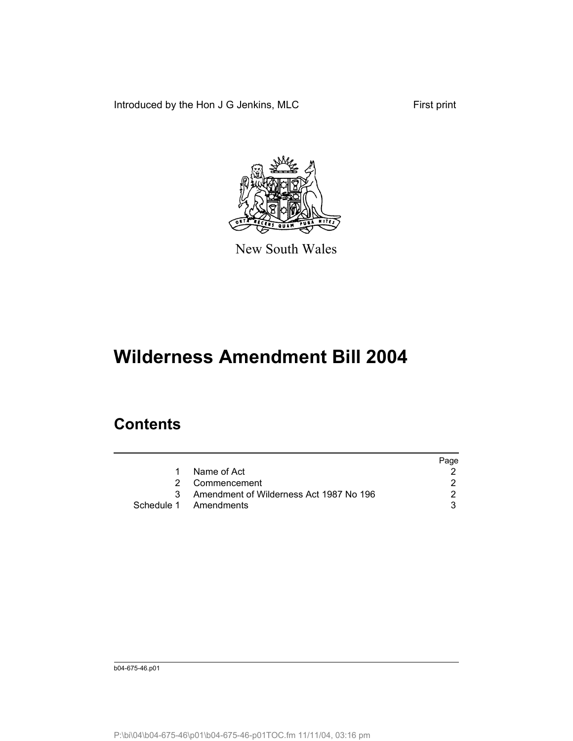Introduced by the Hon J G Jenkins, MLC First print

New South Wales

# Wilderness Amendment Bill 2004

## Contents

| | | Page |
|---|---|---|
| 1 | Name of Act | 2 |
| 2 | Commencement | 2 |
| 3 | Amendment of Wilderness Act 1987 No 196 | 2 |
| Schedule 1 | Amendments | 3 |

b04-675-46.p01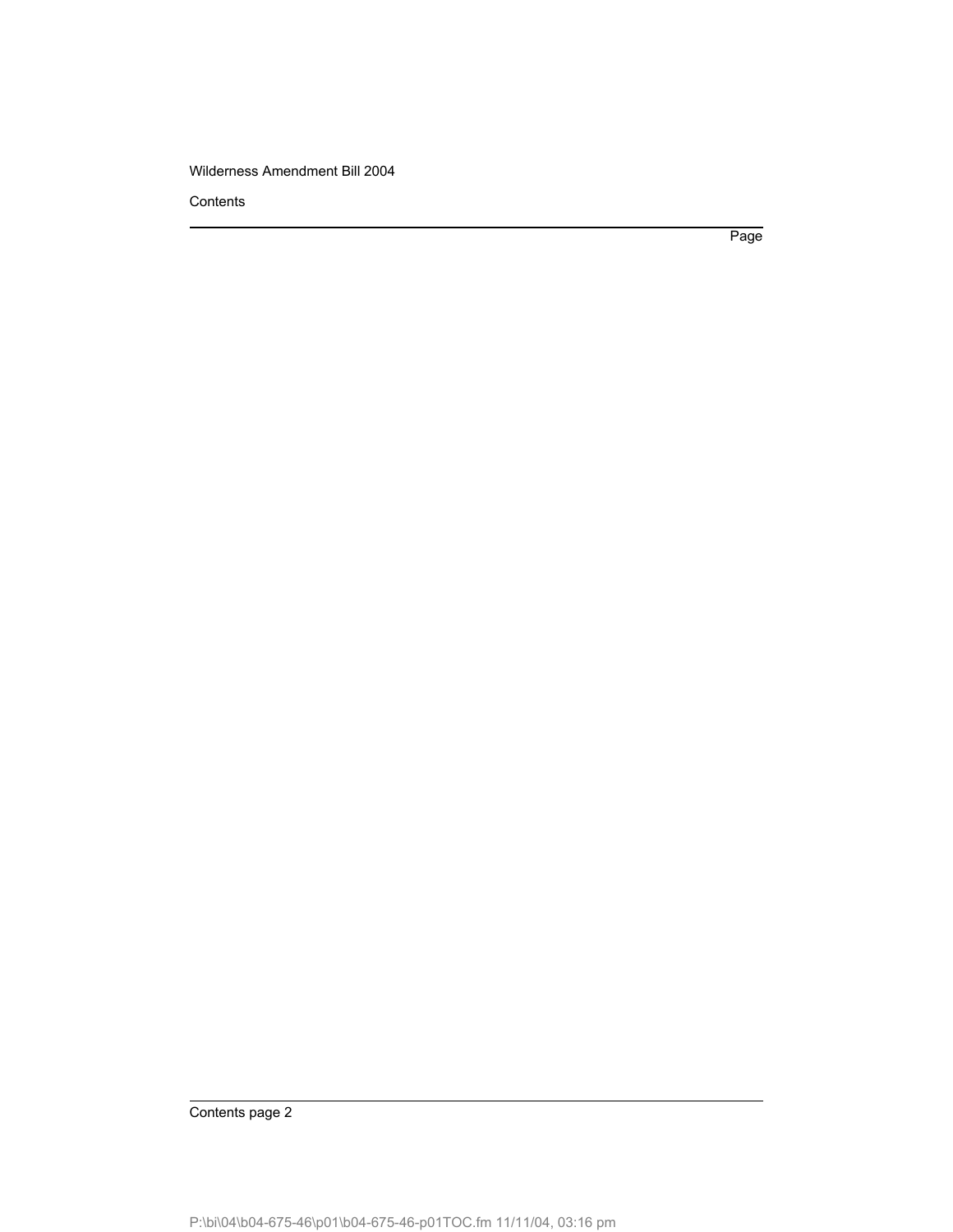Contents

Page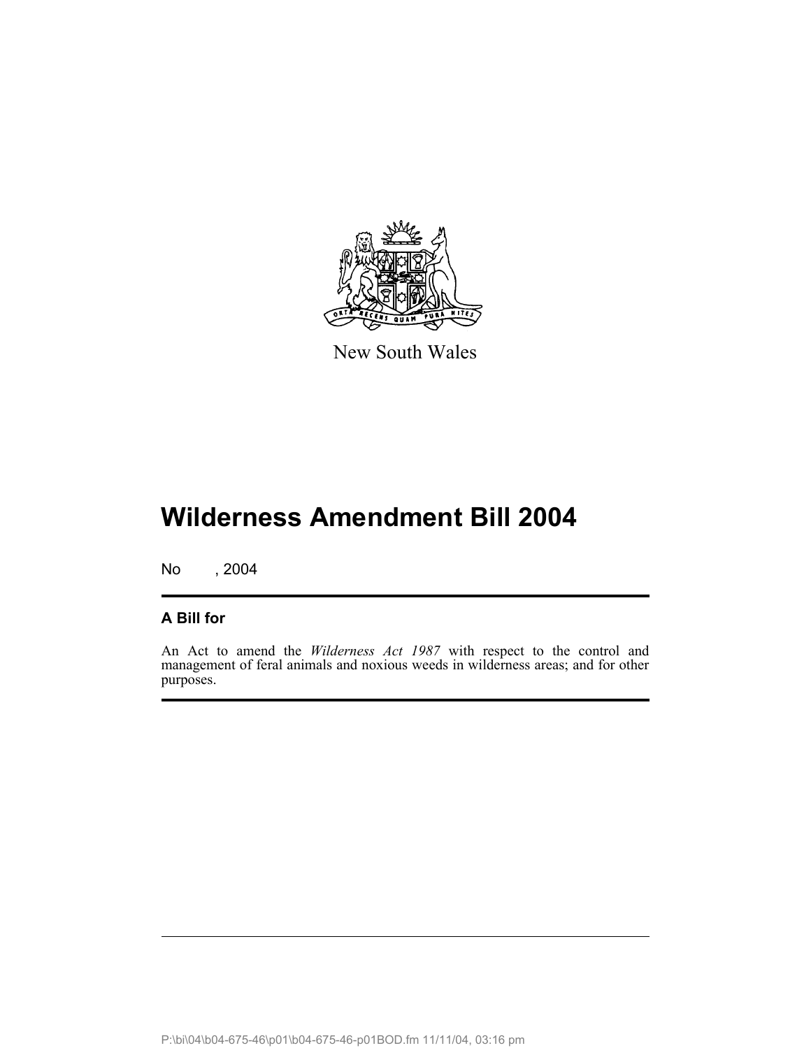New South Wales

# Wilderness Amendment Bill 2004

No , 2004

## A Bill for

An Act to amend the *Wilderness Act 1987* with respect to the control and management of feral animals and noxious weeds in wilderness areas; and for other purposes.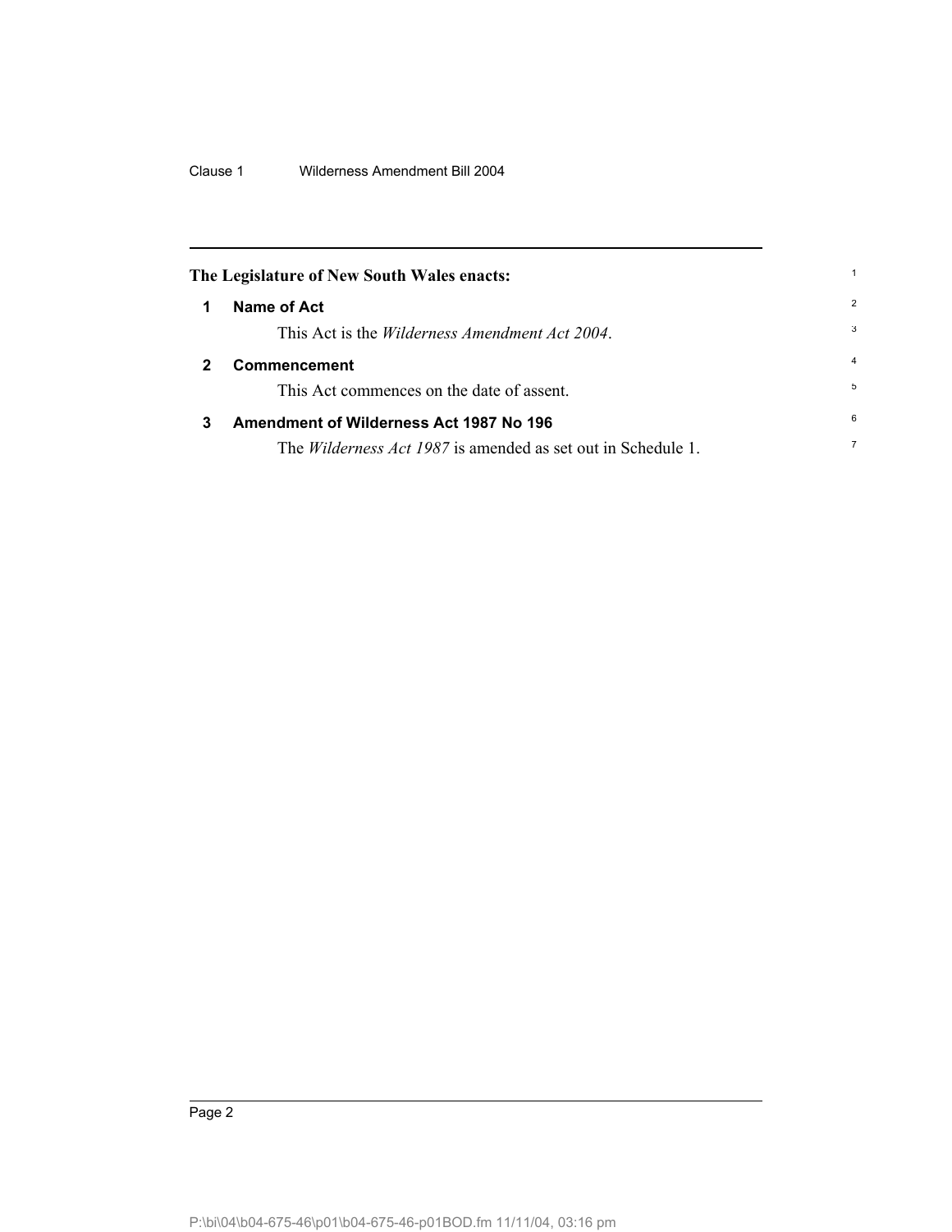The Legislature of New South Wales enacts:

## 1 Name of Act

This Act is the *Wilderness Amendment Act 2004*.

## 2 Commencement

This Act commences on the date of assent.

## 3 Amendment of Wilderness Act 1987 No 196

The *Wilderness Act 1987* is amended as set out in Schedule 1.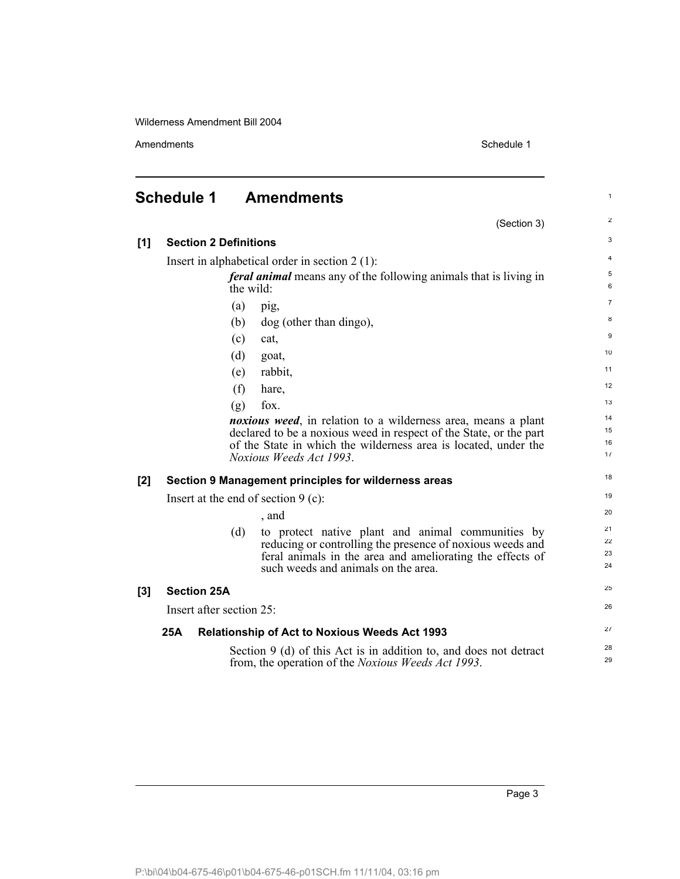# Schedule 1 Amendments

(Section 3)

## [1] Section 2 Definitions

Insert in alphabetical order in section 2 (1):

> ***feral animal*** means any of the following animals that is living in the wild:
>
> (a) pig,
>
> (b) dog (other than dingo),
>
> (c) cat,
>
> (d) goat,
>
> (e) rabbit,
>
> (f) hare,
>
> (g) fox.
>
> ***noxious weed***, in relation to a wilderness area, means a plant declared to be a noxious weed in respect of the State, or the part of the State in which the wilderness area is located, under the *Noxious Weeds Act 1993*.

## [2] Section 9 Management principles for wilderness areas

Insert at the end of section 9 (c):

> , and
>
> (d) to protect native plant and animal communities by reducing or controlling the presence of noxious weeds and feral animals in the area and ameliorating the effects of such weeds and animals on the area.

## [3] Section 25A

Insert after section 25:

### 25A Relationship of Act to Noxious Weeds Act 1993

Section 9 (d) of this Act is in addition to, and does not detract from, the operation of the *Noxious Weeds Act 1993*.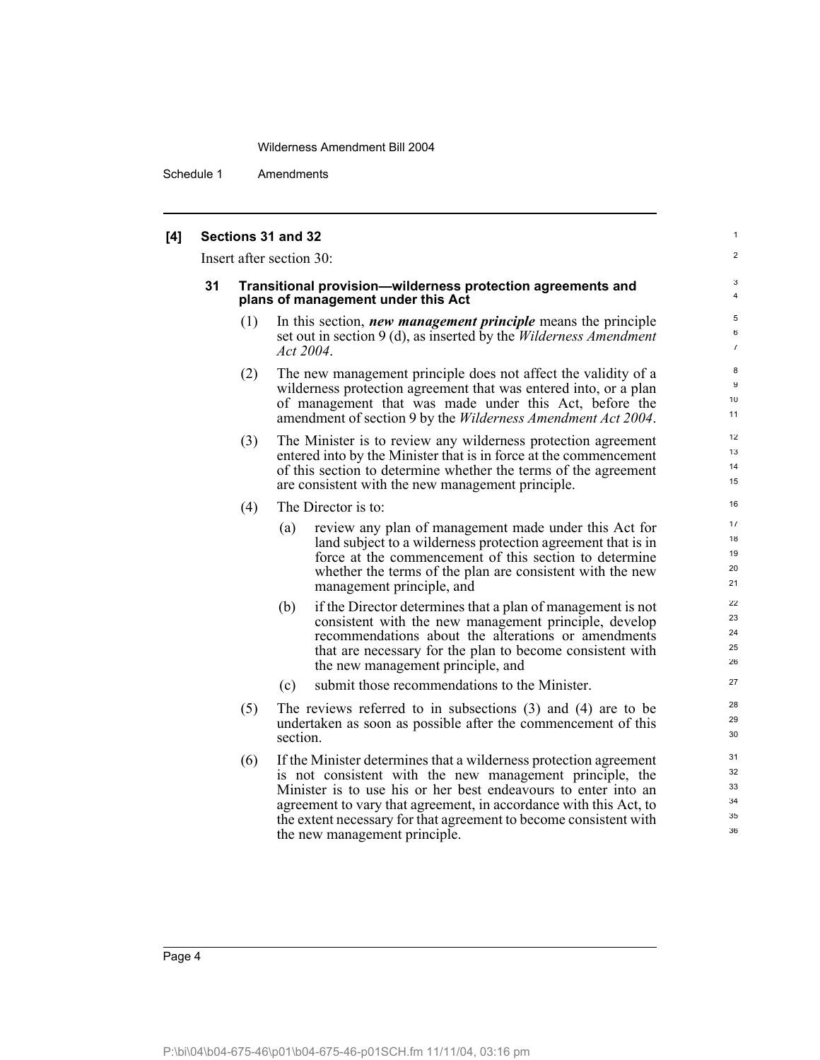**[4] Sections 31 and 32**

Insert after section 30:

**31 Transitional provision—wilderness protection agreements and plans of management under this Act**

(1) In this section, ***new management principle*** means the principle set out in section 9 (d), as inserted by the *Wilderness Amendment Act 2004*.

(2) The new management principle does not affect the validity of a wilderness protection agreement that was entered into, or a plan of management that was made under this Act, before the amendment of section 9 by the *Wilderness Amendment Act 2004*.

(3) The Minister is to review any wilderness protection agreement entered into by the Minister that is in force at the commencement of this section to determine whether the terms of the agreement are consistent with the new management principle.

(4) The Director is to:

(a) review any plan of management made under this Act for land subject to a wilderness protection agreement that is in force at the commencement of this section to determine whether the terms of the plan are consistent with the new management principle, and

(b) if the Director determines that a plan of management is not consistent with the new management principle, develop recommendations about the alterations or amendments that are necessary for the plan to become consistent with the new management principle, and

(c) submit those recommendations to the Minister.

(5) The reviews referred to in subsections (3) and (4) are to be undertaken as soon as possible after the commencement of this section.

(6) If the Minister determines that a wilderness protection agreement is not consistent with the new management principle, the Minister is to use his or her best endeavours to enter into an agreement to vary that agreement, in accordance with this Act, to the extent necessary for that agreement to become consistent with the new management principle.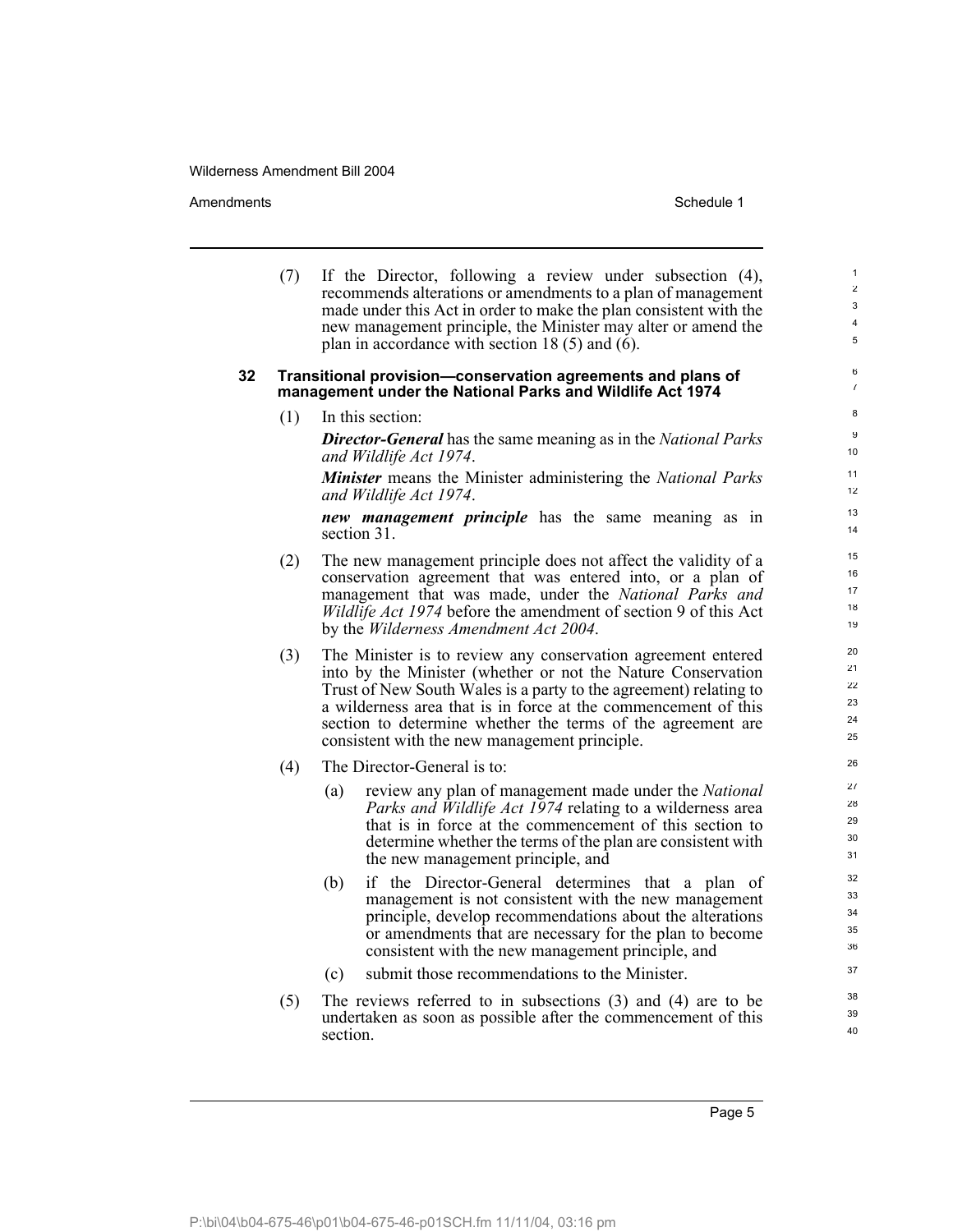(7) If the Director, following a review under subsection (4), recommends alterations or amendments to a plan of management made under this Act in order to make the plan consistent with the new management principle, the Minister may alter or amend the plan in accordance with section 18 (5) and (6).

**32 Transitional provision—conservation agreements and plans of management under the National Parks and Wildlife Act 1974**

(1) In this section:

***Director-General*** has the same meaning as in the *National Parks and Wildlife Act 1974*.

***Minister*** means the Minister administering the *National Parks and Wildlife Act 1974*.

***new management principle*** has the same meaning as in section 31.

(2) The new management principle does not affect the validity of a conservation agreement that was entered into, or a plan of management that was made, under the *National Parks and Wildlife Act 1974* before the amendment of section 9 of this Act by the *Wilderness Amendment Act 2004*.

(3) The Minister is to review any conservation agreement entered into by the Minister (whether or not the Nature Conservation Trust of New South Wales is a party to the agreement) relating to a wilderness area that is in force at the commencement of this section to determine whether the terms of the agreement are consistent with the new management principle.

(4) The Director-General is to:

(a) review any plan of management made under the *National Parks and Wildlife Act 1974* relating to a wilderness area that is in force at the commencement of this section to determine whether the terms of the plan are consistent with the new management principle, and

(b) if the Director-General determines that a plan of management is not consistent with the new management principle, develop recommendations about the alterations or amendments that are necessary for the plan to become consistent with the new management principle, and

(c) submit those recommendations to the Minister.

(5) The reviews referred to in subsections (3) and (4) are to be undertaken as soon as possible after the commencement of this section.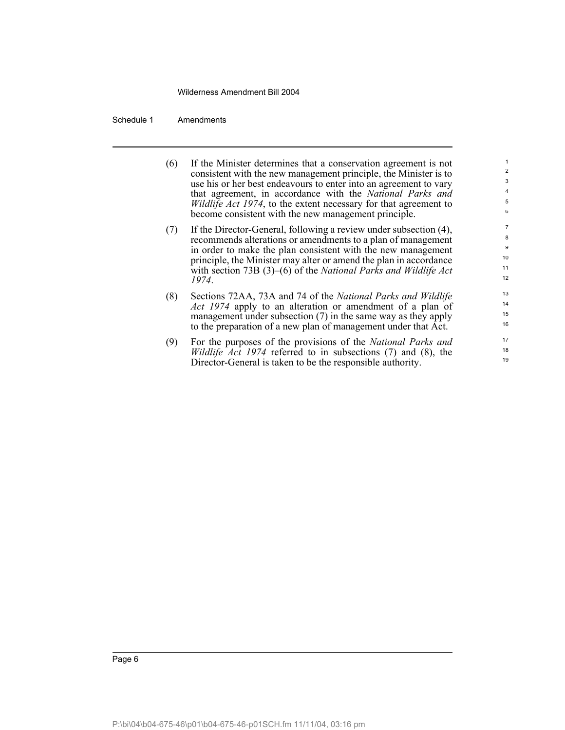(6) If the Minister determines that a conservation agreement is not consistent with the new management principle, the Minister is to use his or her best endeavours to enter into an agreement to vary that agreement, in accordance with the *National Parks and Wildlife Act 1974*, to the extent necessary for that agreement to become consistent with the new management principle.

(7) If the Director-General, following a review under subsection (4), recommends alterations or amendments to a plan of management in order to make the plan consistent with the new management principle, the Minister may alter or amend the plan in accordance with section 73B (3)–(6) of the *National Parks and Wildlife Act 1974*.

(8) Sections 72AA, 73A and 74 of the *National Parks and Wildlife Act 1974* apply to an alteration or amendment of a plan of management under subsection (7) in the same way as they apply to the preparation of a new plan of management under that Act.

(9) For the purposes of the provisions of the *National Parks and Wildlife Act 1974* referred to in subsections (7) and (8), the Director-General is taken to be the responsible authority.